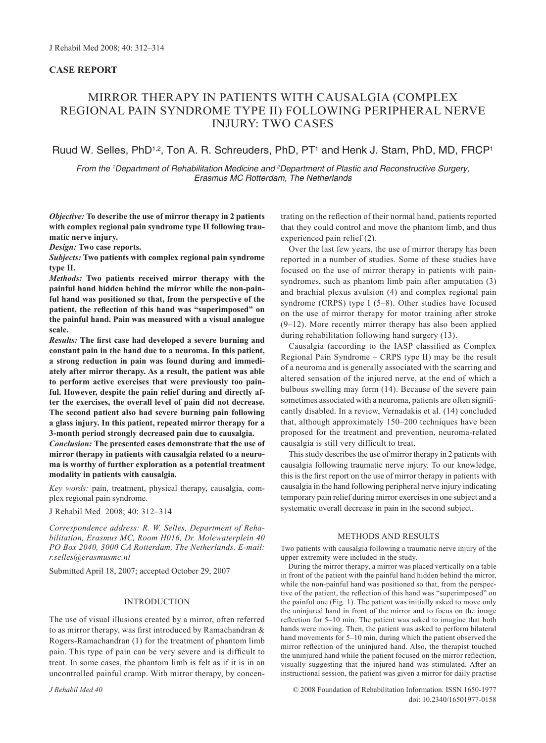## CASE REPORT

# MIRROR THERAPY IN PATIENTS WITH CAUSALGIA (COMPLEX REGIONAL PAIN SYNDROME TYPE II) FOLLOWING PERIPHERAL NERVE INJURY: TWO CASES

Ruud W. Selles, PhD[1,2], Ton A. R. Schreuders, PhD, PT[1] and Henk J. Stam, PhD, MD, FRCP[1]

*From the [1]Department of Rehabilitation Medicine and [2]Department of Plastic and Reconstructive Surgery, Erasmus MC Rotterdam, The Netherlands*

***Objective:*** **To describe the use of mirror therapy in 2 patients with complex regional pain syndrome type II following traumatic nerve injury.**

***Design:*** **Two case reports.**

***Subjects:*** **Two patients with complex regional pain syndrome type II.**

***Methods:*** **Two patients received mirror therapy with the painful hand hidden behind the mirror while the non-painful hand was positioned so that, from the perspective of the patient, the reflection of this hand was "superimposed" on the painful hand. Pain was measured with a visual analogue scale.**

***Results:*** **The first case had developed a severe burning and constant pain in the hand due to a neuroma. In this patient, a strong reduction in pain was found during and immediately after mirror therapy. As a result, the patient was able to perform active exercises that were previously too painful. However, despite the pain relief during and directly after the exercises, the overall level of pain did not decrease. The second patient also had severe burning pain following a glass injury. In this patient, repeated mirror therapy for a 3-month period strongly decreased pain due to causalgia.**

***Conclusion:*** **The presented cases demonstrate that the use of mirror therapy in patients with causalgia related to a neuroma is worthy of further exploration as a potential treatment modality in patients with causalgia.**

*Key words:* pain, treatment, physical therapy, causalgia, complex regional pain syndrome.

J Rehabil Med 2008; 40: 312–314

*Correspondence address: R. W. Selles, Department of Rehabilitation, Erasmus MC, Room H016, Dr. Molewaterplein 40 PO Box 2040, 3000 CA Rotterdam, The Netherlands. E-mail: r.selles@erasmusmc.nl*

Submitted April 18, 2007; accepted October 29, 2007

## INTRODUCTION

The use of visual illusions created by a mirror, often referred to as mirror therapy, was first introduced by Ramachandran & Rogers-Ramachandran (1) for the treatment of phantom limb pain. This type of pain can be very severe and is difficult to treat. In some cases, the phantom limb is felt as if it is in an uncontrolled painful cramp. With mirror therapy, by concentrating on the reflection of their normal hand, patients reported that they could control and move the phantom limb, and thus experienced pain relief (2).

Over the last few years, the use of mirror therapy has been reported in a number of studies. Some of these studies have focused on the use of mirror therapy in patients with pain-syndromes, such as phantom limb pain after amputation (3) and brachial plexus avulsion (4) and complex regional pain syndrome (CRPS) type I (5–8). Other studies have focused on the use of mirror therapy for motor training after stroke (9–12). More recently mirror therapy has also been applied during rehabilitation following hand surgery (13).

Causalgia (according to the IASP classified as Complex Regional Pain Syndrome – CRPS type II) may be the result of a neuroma and is generally associated with the scarring and altered sensation of the injured nerve, at the end of which a bulbous swelling may form (14). Because of the severe pain sometimes associated with a neuroma, patients are often significantly disabled. In a review, Vernadakis et al. (14) concluded that, although approximately 150–200 techniques have been proposed for the treatment and prevention, neuroma-related causalgia is still very difficult to treat.

This study describes the use of mirror therapy in 2 patients with causalgia following traumatic nerve injury. To our knowledge, this is the first report on the use of mirror therapy in patients with causalgia in the hand following peripheral nerve injury indicating temporary pain relief during mirror exercises in one subject and a systematic overall decrease in pain in the second subject.

## METHODS AND RESULTS

Two patients with causalgia following a traumatic nerve injury of the upper extremity were included in the study.

During the mirror therapy, a mirror was placed vertically on a table in front of the patient with the painful hand hidden behind the mirror, while the non-painful hand was positioned so that, from the perspective of the patient, the reflection of this hand was "superimposed" on the painful one (Fig. 1). The patient was initially asked to move only the uninjured hand in front of the mirror and to focus on the image reflection for 5–10 min. The patient was asked to imagine that both hands were moving. Then, the patient was asked to perform bilateral hand movements for 5–10 min, during which the patient observed the mirror reflection of the uninjured hand. Also, the therapist touched the uninjured hand while the patient focused on the mirror reflection, visually suggesting that the injured hand was stimulated. After an instructional session, the patient was given a mirror for daily practise

© 2008 Foundation of Rehabilitation Information. ISSN 1650-1977
doi: 10.2340/16501977-0158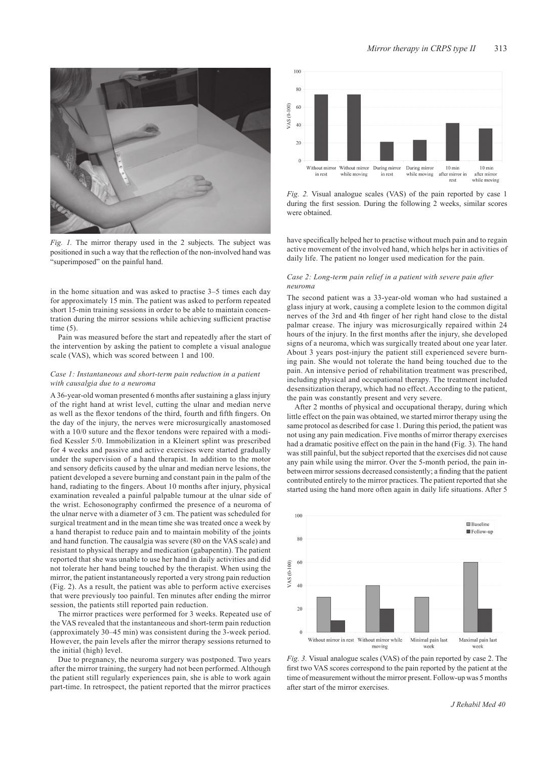Fig. 1. The mirror therapy used in the 2 subjects. The subject was positioned in such a way that the reflection of the non-involved hand was "superimposed" on the painful hand.

in the home situation and was asked to practise 3–5 times each day for approximately 15 min. The patient was asked to perform repeated short 15-min training sessions in order to be able to maintain concentration during the mirror sessions while achieving sufficient practise time (5).

Pain was measured before the start and repeatedly after the start of the intervention by asking the patient to complete a visual analogue scale (VAS), which was scored between 1 and 100.

### *Case 1: Instantaneous and short-term pain reduction in a patient with causalgia due to a neuroma*

A 36-year-old woman presented 6 months after sustaining a glass injury of the right hand at wrist level, cutting the ulnar and median nerve as well as the flexor tendons of the third, fourth and fifth fingers. On the day of the injury, the nerves were microsurgically anastomosed with a 10/0 suture and the flexor tendons were repaired with a modified Kessler 5/0. Immobilization in a Kleinert splint was prescribed for 4 weeks and passive and active exercises were started gradually under the supervision of a hand therapist. In addition to the motor and sensory deficits caused by the ulnar and median nerve lesions, the patient developed a severe burning and constant pain in the palm of the hand, radiating to the fingers. About 10 months after injury, physical examination revealed a painful palpable tumour at the ulnar side of the wrist. Echosonography confirmed the presence of a neuroma of the ulnar nerve with a diameter of 3 cm. The patient was scheduled for surgical treatment and in the mean time she was treated once a week by a hand therapist to reduce pain and to maintain mobility of the joints and hand function. The causalgia was severe (80 on the VAS scale) and resistant to physical therapy and medication (gabapentin). The patient reported that she was unable to use her hand in daily activities and did not tolerate her hand being touched by the therapist. When using the mirror, the patient instantaneously reported a very strong pain reduction (Fig. 2). As a result, the patient was able to perform active exercises that were previously too painful. Ten minutes after ending the mirror session, the patients still reported pain reduction.

The mirror practices were performed for 3 weeks. Repeated use of the VAS revealed that the instantaneous and short-term pain reduction (approximately 30–45 min) was consistent during the 3-week period. However, the pain levels after the mirror therapy sessions returned to the initial (high) level.

Due to pregnancy, the neuroma surgery was postponed. Two years after the mirror training, the surgery had not been performed. Although the patient still regularly experiences pain, she is able to work again part-time. In retrospect, the patient reported that the mirror practices have specifically helped her to practise without much pain and to regain active movement of the involved hand, which helps her in activities of daily life. The patient no longer used medication for the pain.

Fig. 2. Visual analogue scales (VAS) of the pain reported by case 1 during the first session. During the following 2 weeks, similar scores were obtained.

### *Case 2: Long-term pain relief in a patient with severe pain after neuroma*

The second patient was a 33-year-old woman who had sustained a glass injury at work, causing a complete lesion to the common digital nerves of the 3rd and 4th finger of her right hand close to the distal palmar crease. The injury was microsurgically repaired within 24 hours of the injury. In the first months after the injury, she developed signs of a neuroma, which was surgically treated about one year later. About 3 years post-injury the patient still experienced severe burning pain. She would not tolerate the hand being touched due to the pain. An intensive period of rehabilitation treatment was prescribed, including physical and occupational therapy. The treatment included desensitization therapy, which had no effect. According to the patient, the pain was constantly present and very severe.

After 2 months of physical and occupational therapy, during which little effect on the pain was obtained, we started mirror therapy using the same protocol as described for case 1. During this period, the patient was not using any pain medication. Five months of mirror therapy exercises had a dramatic positive effect on the pain in the hand (Fig. 3). The hand was still painful, but the subject reported that the exercises did not cause any pain while using the mirror. Over the 5-month period, the pain in-between mirror sessions decreased consistently; a finding that the patient contributed entirely to the mirror practices. The patient reported that she started using the hand more often again in daily life situations. After 5

Fig. 3. Visual analogue scales (VAS) of the pain reported by case 2. The first two VAS scores correspond to the pain reported by the patient at the time of measurement without the mirror present. Follow-up was 5 months after start of the mirror exercises.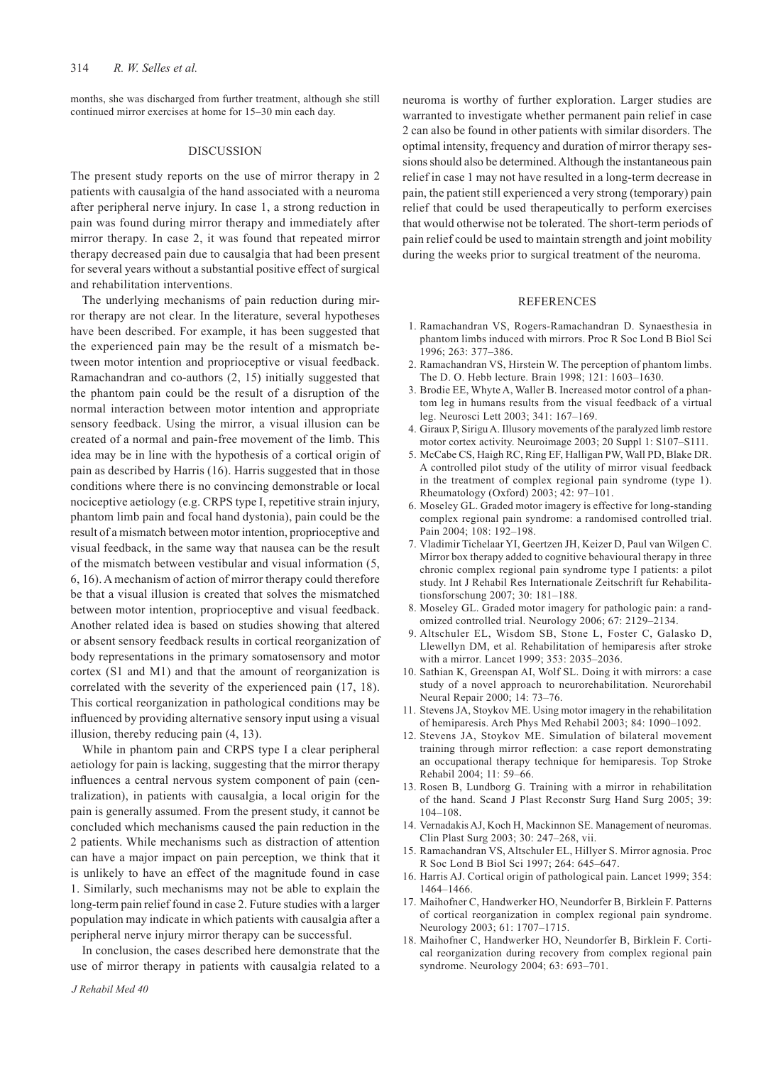months, she was discharged from further treatment, although she still continued mirror exercises at home for 15–30 min each day.

## DISCUSSION

The present study reports on the use of mirror therapy in 2 patients with causalgia of the hand associated with a neuroma after peripheral nerve injury. In case 1, a strong reduction in pain was found during mirror therapy and immediately after mirror therapy. In case 2, it was found that repeated mirror therapy decreased pain due to causalgia that had been present for several years without a substantial positive effect of surgical and rehabilitation interventions.

The underlying mechanisms of pain reduction during mirror therapy are not clear. In the literature, several hypotheses have been described. For example, it has been suggested that the experienced pain may be the result of a mismatch between motor intention and proprioceptive or visual feedback. Ramachandran and co-authors (2, 15) initially suggested that the phantom pain could be the result of a disruption of the normal interaction between motor intention and appropriate sensory feedback. Using the mirror, a visual illusion can be created of a normal and pain-free movement of the limb. This idea may be in line with the hypothesis of a cortical origin of pain as described by Harris (16). Harris suggested that in those conditions where there is no convincing demonstrable or local nociceptive aetiology (e.g. CRPS type I, repetitive strain injury, phantom limb pain and focal hand dystonia), pain could be the result of a mismatch between motor intention, proprioceptive and visual feedback, in the same way that nausea can be the result of the mismatch between vestibular and visual information (5, 6, 16). A mechanism of action of mirror therapy could therefore be that a visual illusion is created that solves the mismatched between motor intention, proprioceptive and visual feedback. Another related idea is based on studies showing that altered or absent sensory feedback results in cortical reorganization of body representations in the primary somatosensory and motor cortex (S1 and M1) and that the amount of reorganization is correlated with the severity of the experienced pain (17, 18). This cortical reorganization in pathological conditions may be influenced by providing alternative sensory input using a visual illusion, thereby reducing pain (4, 13).

While in phantom pain and CRPS type I a clear peripheral aetiology for pain is lacking, suggesting that the mirror therapy influences a central nervous system component of pain (centralization), in patients with causalgia, a local origin for the pain is generally assumed. From the present study, it cannot be concluded which mechanisms caused the pain reduction in the 2 patients. While mechanisms such as distraction of attention can have a major impact on pain perception, we think that it is unlikely to have an effect of the magnitude found in case 1. Similarly, such mechanisms may not be able to explain the long-term pain relief found in case 2. Future studies with a larger population may indicate in which patients with causalgia after a peripheral nerve injury mirror therapy can be successful.

In conclusion, the cases described here demonstrate that the use of mirror therapy in patients with causalgia related to a neuroma is worthy of further exploration. Larger studies are warranted to investigate whether permanent pain relief in case 2 can also be found in other patients with similar disorders. The optimal intensity, frequency and duration of mirror therapy sessions should also be determined. Although the instantaneous pain relief in case 1 may not have resulted in a long-term decrease in pain, the patient still experienced a very strong (temporary) pain relief that could be used therapeutically to perform exercises that would otherwise not be tolerated. The short-term periods of pain relief could be used to maintain strength and joint mobility during the weeks prior to surgical treatment of the neuroma.

## REFERENCES

1. Ramachandran VS, Rogers-Ramachandran D. Synaesthesia in phantom limbs induced with mirrors. Proc R Soc Lond B Biol Sci 1996; 263: 377–386.
2. Ramachandran VS, Hirstein W. The perception of phantom limbs. The D. O. Hebb lecture. Brain 1998; 121: 1603–1630.
3. Brodie EE, Whyte A, Waller B. Increased motor control of a phantom leg in humans results from the visual feedback of a virtual leg. Neurosci Lett 2003; 341: 167–169.
4. Giraux P, Sirigu A. Illusory movements of the paralyzed limb restore motor cortex activity. Neuroimage 2003; 20 Suppl 1: S107–S111.
5. McCabe CS, Haigh RC, Ring EF, Halligan PW, Wall PD, Blake DR. A controlled pilot study of the utility of mirror visual feedback in the treatment of complex regional pain syndrome (type 1). Rheumatology (Oxford) 2003; 42: 97–101.
6. Moseley GL. Graded motor imagery is effective for long-standing complex regional pain syndrome: a randomised controlled trial. Pain 2004; 108: 192–198.
7. Vladimir Tichelaar YI, Geertzen JH, Keizer D, Paul van Wilgen C. Mirror box therapy added to cognitive behavioural therapy in three chronic complex regional pain syndrome type I patients: a pilot study. Int J Rehabil Res Internationale Zeitschrift fur Rehabilitationsforschung 2007; 30: 181–188.
8. Moseley GL. Graded motor imagery for pathologic pain: a randomized controlled trial. Neurology 2006; 67: 2129–2134.
9. Altschuler EL, Wisdom SB, Stone L, Foster C, Galasko D, Llewellyn DM, et al. Rehabilitation of hemiparesis after stroke with a mirror. Lancet 1999; 353: 2035–2036.
10. Sathian K, Greenspan AI, Wolf SL. Doing it with mirrors: a case study of a novel approach to neurorehabilitation. Neurorehabil Neural Repair 2000; 14: 73–76.
11. Stevens JA, Stoykov ME. Using motor imagery in the rehabilitation of hemiparesis. Arch Phys Med Rehabil 2003; 84: 1090–1092.
12. Stevens JA, Stoykov ME. Simulation of bilateral movement training through mirror reflection: a case report demonstrating an occupational therapy technique for hemiparesis. Top Stroke Rehabil 2004; 11: 59–66.
13. Rosen B, Lundborg G. Training with a mirror in rehabilitation of the hand. Scand J Plast Reconstr Surg Hand Surg 2005; 39: 104–108.
14. Vernadakis AJ, Koch H, Mackinnon SE. Management of neuromas. Clin Plast Surg 2003; 30: 247–268, vii.
15. Ramachandran VS, Altschuler EL, Hillyer S. Mirror agnosia. Proc R Soc Lond B Biol Sci 1997; 264: 645–647.
16. Harris AJ. Cortical origin of pathological pain. Lancet 1999; 354: 1464–1466.
17. Maihofner C, Handwerker HO, Neundorfer B, Birklein F. Patterns of cortical reorganization in complex regional pain syndrome. Neurology 2003; 61: 1707–1715.
18. Maihofner C, Handwerker HO, Neundorfer B, Birklein F. Cortical reorganization during recovery from complex regional pain syndrome. Neurology 2004; 63: 693–701.